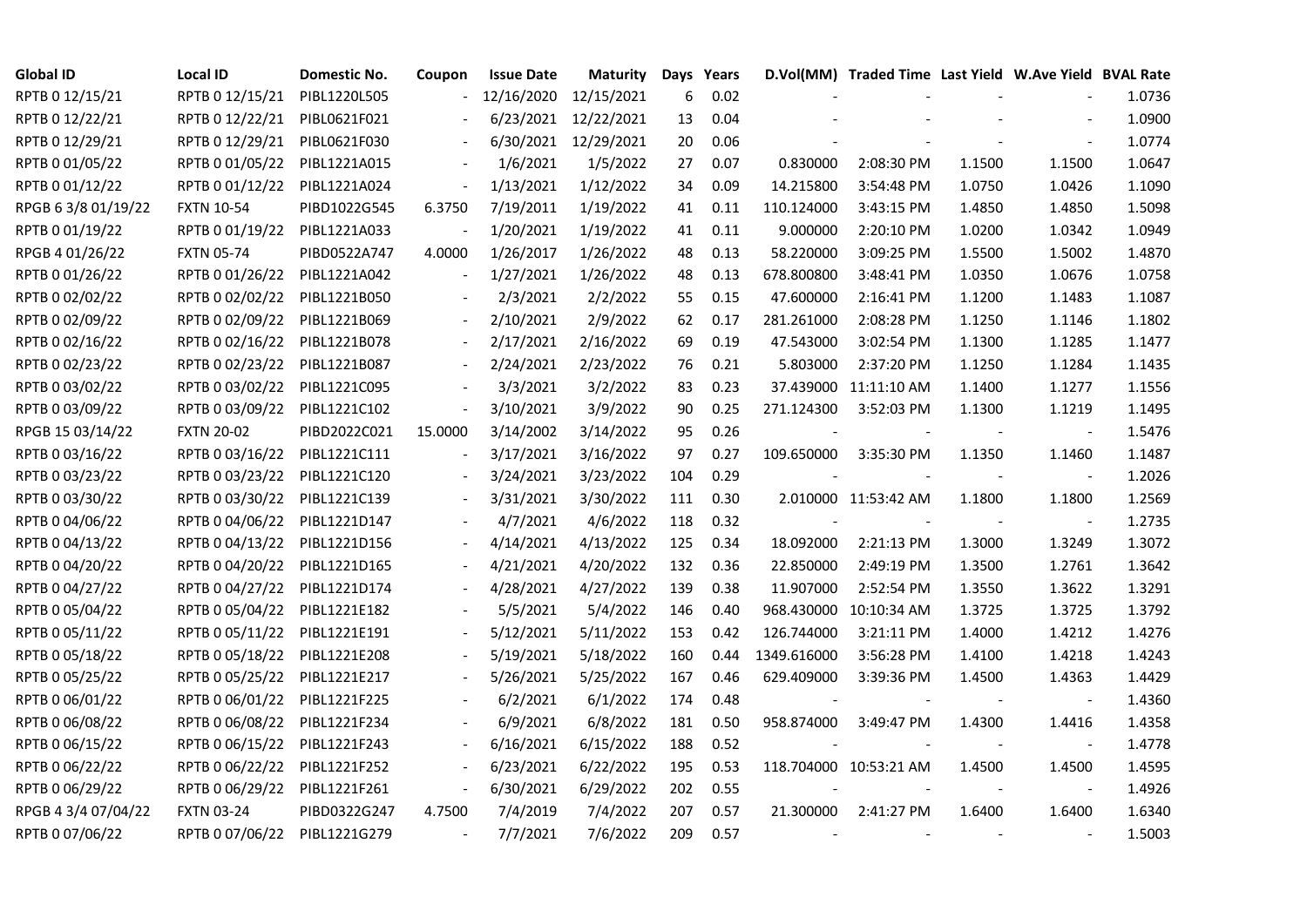| Global ID | Local ID | Domestic No. | Coupon | Issue Date | Maturity | Days | Years | D.Vol(MM) | Traded Time | Last Yield | W.Ave Yield | BVAL Rate |
|---|---|---|---|---|---|---|---|---|---|---|---|---|
| RPTB 0 12/15/21 | RPTB 0 12/15/21 | PIBL1220L505 | - | 12/16/2020 | 12/15/2021 | 6 | 0.02 | - | - | - | - | 1.0736 |
| RPTB 0 12/22/21 | RPTB 0 12/22/21 | PIBL0621F021 | - | 6/23/2021 | 12/22/2021 | 13 | 0.04 | - | - | - | - | 1.0900 |
| RPTB 0 12/29/21 | RPTB 0 12/29/21 | PIBL0621F030 | - | 6/30/2021 | 12/29/2021 | 20 | 0.06 | - | - | - | - | 1.0774 |
| RPTB 0 01/05/22 | RPTB 0 01/05/22 | PIBL1221A015 | - | 1/6/2021 | 1/5/2022 | 27 | 0.07 | 0.830000 | 2:08:30 PM | 1.1500 | 1.1500 | 1.0647 |
| RPTB 0 01/12/22 | RPTB 0 01/12/22 | PIBL1221A024 | - | 1/13/2021 | 1/12/2022 | 34 | 0.09 | 14.215800 | 3:54:48 PM | 1.0750 | 1.0426 | 1.1090 |
| RPGB 6 3/8 01/19/22 | FXTN 10-54 | PIBD1022G545 | 6.3750 | 7/19/2011 | 1/19/2022 | 41 | 0.11 | 110.124000 | 3:43:15 PM | 1.4850 | 1.4850 | 1.5098 |
| RPTB 0 01/19/22 | RPTB 0 01/19/22 | PIBL1221A033 | - | 1/20/2021 | 1/19/2022 | 41 | 0.11 | 9.000000 | 2:20:10 PM | 1.0200 | 1.0342 | 1.0949 |
| RPGB 4 01/26/22 | FXTN 05-74 | PIBD0522A747 | 4.0000 | 1/26/2017 | 1/26/2022 | 48 | 0.13 | 58.220000 | 3:09:25 PM | 1.5500 | 1.5002 | 1.4870 |
| RPTB 0 01/26/22 | RPTB 0 01/26/22 | PIBL1221A042 | - | 1/27/2021 | 1/26/2022 | 48 | 0.13 | 678.800800 | 3:48:41 PM | 1.0350 | 1.0676 | 1.0758 |
| RPTB 0 02/02/22 | RPTB 0 02/02/22 | PIBL1221B050 | - | 2/3/2021 | 2/2/2022 | 55 | 0.15 | 47.600000 | 2:16:41 PM | 1.1200 | 1.1483 | 1.1087 |
| RPTB 0 02/09/22 | RPTB 0 02/09/22 | PIBL1221B069 | - | 2/10/2021 | 2/9/2022 | 62 | 0.17 | 281.261000 | 2:08:28 PM | 1.1250 | 1.1146 | 1.1802 |
| RPTB 0 02/16/22 | RPTB 0 02/16/22 | PIBL1221B078 | - | 2/17/2021 | 2/16/2022 | 69 | 0.19 | 47.543000 | 3:02:54 PM | 1.1300 | 1.1285 | 1.1477 |
| RPTB 0 02/23/22 | RPTB 0 02/23/22 | PIBL1221B087 | - | 2/24/2021 | 2/23/2022 | 76 | 0.21 | 5.803000 | 2:37:20 PM | 1.1250 | 1.1284 | 1.1435 |
| RPTB 0 03/02/22 | RPTB 0 03/02/22 | PIBL1221C095 | - | 3/3/2021 | 3/2/2022 | 83 | 0.23 | 37.439000 | 11:11:10 AM | 1.1400 | 1.1277 | 1.1556 |
| RPTB 0 03/09/22 | RPTB 0 03/09/22 | PIBL1221C102 | - | 3/10/2021 | 3/9/2022 | 90 | 0.25 | 271.124300 | 3:52:03 PM | 1.1300 | 1.1219 | 1.1495 |
| RPGB 15 03/14/22 | FXTN 20-02 | PIBD2022C021 | 15.0000 | 3/14/2002 | 3/14/2022 | 95 | 0.26 | - | - | - | - | 1.5476 |
| RPTB 0 03/16/22 | RPTB 0 03/16/22 | PIBL1221C111 | - | 3/17/2021 | 3/16/2022 | 97 | 0.27 | 109.650000 | 3:35:30 PM | 1.1350 | 1.1460 | 1.1487 |
| RPTB 0 03/23/22 | RPTB 0 03/23/22 | PIBL1221C120 | - | 3/24/2021 | 3/23/2022 | 104 | 0.29 | - | - | - | - | 1.2026 |
| RPTB 0 03/30/22 | RPTB 0 03/30/22 | PIBL1221C139 | - | 3/31/2021 | 3/30/2022 | 111 | 0.30 | 2.010000 | 11:53:42 AM | 1.1800 | 1.1800 | 1.2569 |
| RPTB 0 04/06/22 | RPTB 0 04/06/22 | PIBL1221D147 | - | 4/7/2021 | 4/6/2022 | 118 | 0.32 | - | - | - | - | 1.2735 |
| RPTB 0 04/13/22 | RPTB 0 04/13/22 | PIBL1221D156 | - | 4/14/2021 | 4/13/2022 | 125 | 0.34 | 18.092000 | 2:21:13 PM | 1.3000 | 1.3249 | 1.3072 |
| RPTB 0 04/20/22 | RPTB 0 04/20/22 | PIBL1221D165 | - | 4/21/2021 | 4/20/2022 | 132 | 0.36 | 22.850000 | 2:49:19 PM | 1.3500 | 1.2761 | 1.3642 |
| RPTB 0 04/27/22 | RPTB 0 04/27/22 | PIBL1221D174 | - | 4/28/2021 | 4/27/2022 | 139 | 0.38 | 11.907000 | 2:52:54 PM | 1.3550 | 1.3622 | 1.3291 |
| RPTB 0 05/04/22 | RPTB 0 05/04/22 | PIBL1221E182 | - | 5/5/2021 | 5/4/2022 | 146 | 0.40 | 968.430000 | 10:10:34 AM | 1.3725 | 1.3725 | 1.3792 |
| RPTB 0 05/11/22 | RPTB 0 05/11/22 | PIBL1221E191 | - | 5/12/2021 | 5/11/2022 | 153 | 0.42 | 126.744000 | 3:21:11 PM | 1.4000 | 1.4212 | 1.4276 |
| RPTB 0 05/18/22 | RPTB 0 05/18/22 | PIBL1221E208 | - | 5/19/2021 | 5/18/2022 | 160 | 0.44 | 1349.616000 | 3:56:28 PM | 1.4100 | 1.4218 | 1.4243 |
| RPTB 0 05/25/22 | RPTB 0 05/25/22 | PIBL1221E217 | - | 5/26/2021 | 5/25/2022 | 167 | 0.46 | 629.409000 | 3:39:36 PM | 1.4500 | 1.4363 | 1.4429 |
| RPTB 0 06/01/22 | RPTB 0 06/01/22 | PIBL1221F225 | - | 6/2/2021 | 6/1/2022 | 174 | 0.48 | - | - | - | - | 1.4360 |
| RPTB 0 06/08/22 | RPTB 0 06/08/22 | PIBL1221F234 | - | 6/9/2021 | 6/8/2022 | 181 | 0.50 | 958.874000 | 3:49:47 PM | 1.4300 | 1.4416 | 1.4358 |
| RPTB 0 06/15/22 | RPTB 0 06/15/22 | PIBL1221F243 | - | 6/16/2021 | 6/15/2022 | 188 | 0.52 | - | - | - | - | 1.4778 |
| RPTB 0 06/22/22 | RPTB 0 06/22/22 | PIBL1221F252 | - | 6/23/2021 | 6/22/2022 | 195 | 0.53 | 118.704000 | 10:53:21 AM | 1.4500 | 1.4500 | 1.4595 |
| RPTB 0 06/29/22 | RPTB 0 06/29/22 | PIBL1221F261 | - | 6/30/2021 | 6/29/2022 | 202 | 0.55 | - | - | - | - | 1.4926 |
| RPGB 4 3/4 07/04/22 | FXTN 03-24 | PIBD0322G247 | 4.7500 | 7/4/2019 | 7/4/2022 | 207 | 0.57 | 21.300000 | 2:41:27 PM | 1.6400 | 1.6400 | 1.6340 |
| RPTB 0 07/06/22 | RPTB 0 07/06/22 | PIBL1221G279 | - | 7/7/2021 | 7/6/2022 | 209 | 0.57 | - | - | - | - | 1.5003 |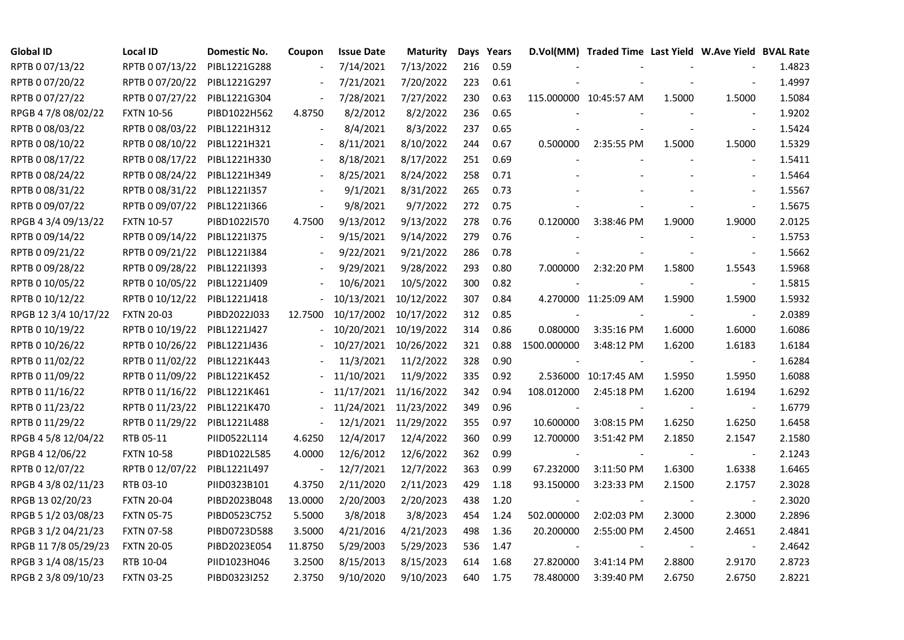| Global ID | Local ID | Domestic No. | Coupon | Issue Date | Maturity | Days | Years | D.Vol(MM) | Traded Time | Last Yield | W.Ave Yield | BVAL Rate |
|---|---|---|---|---|---|---|---|---|---|---|---|---|
| RPTB 0 07/13/22 | RPTB 0 07/13/22 | PIBL1221G288 | - | 7/14/2021 | 7/13/2022 | 216 | 0.59 | - | - | - | - | 1.4823 |
| RPTB 0 07/20/22 | RPTB 0 07/20/22 | PIBL1221G297 | - | 7/21/2021 | 7/20/2022 | 223 | 0.61 | - | - | - | - | 1.4997 |
| RPTB 0 07/27/22 | RPTB 0 07/27/22 | PIBL1221G304 | - | 7/28/2021 | 7/27/2022 | 230 | 0.63 | 115.000000 | 10:45:57 AM | 1.5000 | 1.5000 | 1.5084 |
| RPGB 4 7/8 08/02/22 | FXTN 10-56 | PIBD1022H562 | 4.8750 | 8/2/2012 | 8/2/2022 | 236 | 0.65 | - | - | - | - | 1.9202 |
| RPTB 0 08/03/22 | RPTB 0 08/03/22 | PIBL1221H312 | - | 8/4/2021 | 8/3/2022 | 237 | 0.65 | - | - | - | - | 1.5424 |
| RPTB 0 08/10/22 | RPTB 0 08/10/22 | PIBL1221H321 | - | 8/11/2021 | 8/10/2022 | 244 | 0.67 | 0.500000 | 2:35:55 PM | 1.5000 | 1.5000 | 1.5329 |
| RPTB 0 08/17/22 | RPTB 0 08/17/22 | PIBL1221H330 | - | 8/18/2021 | 8/17/2022 | 251 | 0.69 | - | - | - | - | 1.5411 |
| RPTB 0 08/24/22 | RPTB 0 08/24/22 | PIBL1221H349 | - | 8/25/2021 | 8/24/2022 | 258 | 0.71 | - | - | - | - | 1.5464 |
| RPTB 0 08/31/22 | RPTB 0 08/31/22 | PIBL1221I357 | - | 9/1/2021 | 8/31/2022 | 265 | 0.73 | - | - | - | - | 1.5567 |
| RPTB 0 09/07/22 | RPTB 0 09/07/22 | PIBL1221I366 | - | 9/8/2021 | 9/7/2022 | 272 | 0.75 | - | - | - | - | 1.5675 |
| RPGB 4 3/4 09/13/22 | FXTN 10-57 | PIBD1022I570 | 4.7500 | 9/13/2012 | 9/13/2022 | 278 | 0.76 | 0.120000 | 3:38:46 PM | 1.9000 | 1.9000 | 2.0125 |
| RPTB 0 09/14/22 | RPTB 0 09/14/22 | PIBL1221I375 | - | 9/15/2021 | 9/14/2022 | 279 | 0.76 | - | - | - | - | 1.5753 |
| RPTB 0 09/21/22 | RPTB 0 09/21/22 | PIBL1221I384 | - | 9/22/2021 | 9/21/2022 | 286 | 0.78 | - | - | - | - | 1.5662 |
| RPTB 0 09/28/22 | RPTB 0 09/28/22 | PIBL1221I393 | - | 9/29/2021 | 9/28/2022 | 293 | 0.80 | 7.000000 | 2:32:20 PM | 1.5800 | 1.5543 | 1.5968 |
| RPTB 0 10/05/22 | RPTB 0 10/05/22 | PIBL1221J409 | - | 10/6/2021 | 10/5/2022 | 300 | 0.82 | - | - | - | - | 1.5815 |
| RPTB 0 10/12/22 | RPTB 0 10/12/22 | PIBL1221J418 | - | 10/13/2021 | 10/12/2022 | 307 | 0.84 | 4.270000 | 11:25:09 AM | 1.5900 | 1.5900 | 1.5932 |
| RPGB 12 3/4 10/17/22 | FXTN 20-03 | PIBD2022J033 | 12.7500 | 10/17/2002 | 10/17/2022 | 312 | 0.85 | - | - | - | - | 2.0389 |
| RPTB 0 10/19/22 | RPTB 0 10/19/22 | PIBL1221J427 | - | 10/20/2021 | 10/19/2022 | 314 | 0.86 | 0.080000 | 3:35:16 PM | 1.6000 | 1.6000 | 1.6086 |
| RPTB 0 10/26/22 | RPTB 0 10/26/22 | PIBL1221J436 | - | 10/27/2021 | 10/26/2022 | 321 | 0.88 | 1500.000000 | 3:48:12 PM | 1.6200 | 1.6183 | 1.6184 |
| RPTB 0 11/02/22 | RPTB 0 11/02/22 | PIBL1221K443 | - | 11/3/2021 | 11/2/2022 | 328 | 0.90 | - | - | - | - | 1.6284 |
| RPTB 0 11/09/22 | RPTB 0 11/09/22 | PIBL1221K452 | - | 11/10/2021 | 11/9/2022 | 335 | 0.92 | 2.536000 | 10:17:45 AM | 1.5950 | 1.5950 | 1.6088 |
| RPTB 0 11/16/22 | RPTB 0 11/16/22 | PIBL1221K461 | - | 11/17/2021 | 11/16/2022 | 342 | 0.94 | 108.012000 | 2:45:18 PM | 1.6200 | 1.6194 | 1.6292 |
| RPTB 0 11/23/22 | RPTB 0 11/23/22 | PIBL1221K470 | - | 11/24/2021 | 11/23/2022 | 349 | 0.96 | - | - | - | - | 1.6779 |
| RPTB 0 11/29/22 | RPTB 0 11/29/22 | PIBL1221L488 | - | 12/1/2021 | 11/29/2022 | 355 | 0.97 | 10.600000 | 3:08:15 PM | 1.6250 | 1.6250 | 1.6458 |
| RPGB 4 5/8 12/04/22 | RTB 05-11 | PIID0522L114 | 4.6250 | 12/4/2017 | 12/4/2022 | 360 | 0.99 | 12.700000 | 3:51:42 PM | 2.1850 | 2.1547 | 2.1580 |
| RPGB 4 12/06/22 | FXTN 10-58 | PIBD1022L585 | 4.0000 | 12/6/2012 | 12/6/2022 | 362 | 0.99 | - | - | - | - | 2.1243 |
| RPTB 0 12/07/22 | RPTB 0 12/07/22 | PIBL1221L497 | - | 12/7/2021 | 12/7/2022 | 363 | 0.99 | 67.232000 | 3:11:50 PM | 1.6300 | 1.6338 | 1.6465 |
| RPGB 4 3/8 02/11/23 | RTB 03-10 | PIID0323B101 | 4.3750 | 2/11/2020 | 2/11/2023 | 429 | 1.18 | 93.150000 | 3:23:33 PM | 2.1500 | 2.1757 | 2.3028 |
| RPGB 13 02/20/23 | FXTN 20-04 | PIBD2023B048 | 13.0000 | 2/20/2003 | 2/20/2023 | 438 | 1.20 | - | - | - | - | 2.3020 |
| RPGB 5 1/2 03/08/23 | FXTN 05-75 | PIBD0523C752 | 5.5000 | 3/8/2018 | 3/8/2023 | 454 | 1.24 | 502.000000 | 2:02:03 PM | 2.3000 | 2.3000 | 2.2896 |
| RPGB 3 1/2 04/21/23 | FXTN 07-58 | PIBD0723D588 | 3.5000 | 4/21/2016 | 4/21/2023 | 498 | 1.36 | 20.200000 | 2:55:00 PM | 2.4500 | 2.4651 | 2.4841 |
| RPGB 11 7/8 05/29/23 | FXTN 20-05 | PIBD2023E054 | 11.8750 | 5/29/2003 | 5/29/2023 | 536 | 1.47 | - | - | - | - | 2.4642 |
| RPGB 3 1/4 08/15/23 | RTB 10-04 | PIID1023H046 | 3.2500 | 8/15/2013 | 8/15/2023 | 614 | 1.68 | 27.820000 | 3:41:14 PM | 2.8800 | 2.9170 | 2.8723 |
| RPGB 2 3/8 09/10/23 | FXTN 03-25 | PIBD0323I252 | 2.3750 | 9/10/2020 | 9/10/2023 | 640 | 1.75 | 78.480000 | 3:39:40 PM | 2.6750 | 2.6750 | 2.8221 |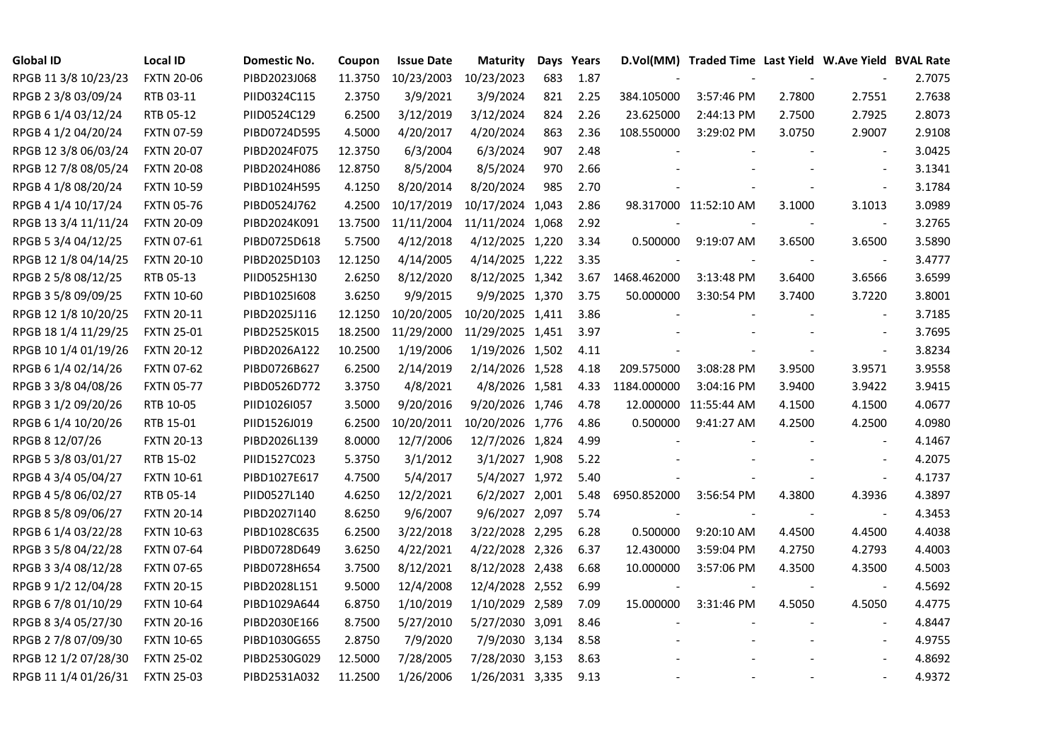| Global ID | Local ID | Domestic No. | Coupon | Issue Date | Maturity | Days | Years | D.Vol(MM) | Traded Time | Last Yield | W.Ave Yield | BVAL Rate |
|---|---|---|---|---|---|---|---|---|---|---|---|---|
| RPGB 11 3/8 10/23/23 | FXTN 20-06 | PIBD2023J068 | 11.3750 | 10/23/2003 | 10/23/2023 | 683 | 1.87 | - | - | - | - | 2.7075 |
| RPGB 2 3/8 03/09/24 | RTB 03-11 | PIID0324C115 | 2.3750 | 3/9/2021 | 3/9/2024 | 821 | 2.25 | 384.105000 | 3:57:46 PM | 2.7800 | 2.7551 | 2.7638 |
| RPGB 6 1/4 03/12/24 | RTB 05-12 | PIID0524C129 | 6.2500 | 3/12/2019 | 3/12/2024 | 824 | 2.26 | 23.625000 | 2:44:13 PM | 2.7500 | 2.7925 | 2.8073 |
| RPGB 4 1/2 04/20/24 | FXTN 07-59 | PIBD0724D595 | 4.5000 | 4/20/2017 | 4/20/2024 | 863 | 2.36 | 108.550000 | 3:29:02 PM | 3.0750 | 2.9007 | 2.9108 |
| RPGB 12 3/8 06/03/24 | FXTN 20-07 | PIBD2024F075 | 12.3750 | 6/3/2004 | 6/3/2024 | 907 | 2.48 | - | - | - | - | 3.0425 |
| RPGB 12 7/8 08/05/24 | FXTN 20-08 | PIBD2024H086 | 12.8750 | 8/5/2004 | 8/5/2024 | 970 | 2.66 | - | - | - | - | 3.1341 |
| RPGB 4 1/8 08/20/24 | FXTN 10-59 | PIBD1024H595 | 4.1250 | 8/20/2014 | 8/20/2024 | 985 | 2.70 | - | - | - | - | 3.1784 |
| RPGB 4 1/4 10/17/24 | FXTN 05-76 | PIBD0524J762 | 4.2500 | 10/17/2019 | 10/17/2024 | 1,043 | 2.86 | 98.317000 | 11:52:10 AM | 3.1000 | 3.1013 | 3.0989 |
| RPGB 13 3/4 11/11/24 | FXTN 20-09 | PIBD2024K091 | 13.7500 | 11/11/2004 | 11/11/2024 | 1,068 | 2.92 | - | - | - | - | 3.2765 |
| RPGB 5 3/4 04/12/25 | FXTN 07-61 | PIBD0725D618 | 5.7500 | 4/12/2018 | 4/12/2025 | 1,220 | 3.34 | 0.500000 | 9:19:07 AM | 3.6500 | 3.6500 | 3.5890 |
| RPGB 12 1/8 04/14/25 | FXTN 20-10 | PIBD2025D103 | 12.1250 | 4/14/2005 | 4/14/2025 | 1,222 | 3.35 | - | - | - | - | 3.4777 |
| RPGB 2 5/8 08/12/25 | RTB 05-13 | PIID0525H130 | 2.6250 | 8/12/2020 | 8/12/2025 | 1,342 | 3.67 | 1468.462000 | 3:13:48 PM | 3.6400 | 3.6566 | 3.6599 |
| RPGB 3 5/8 09/09/25 | FXTN 10-60 | PIBD1025I608 | 3.6250 | 9/9/2015 | 9/9/2025 | 1,370 | 3.75 | 50.000000 | 3:30:54 PM | 3.7400 | 3.7220 | 3.8001 |
| RPGB 12 1/8 10/20/25 | FXTN 20-11 | PIBD2025J116 | 12.1250 | 10/20/2005 | 10/20/2025 | 1,411 | 3.86 | - | - | - | - | 3.7185 |
| RPGB 18 1/4 11/29/25 | FXTN 25-01 | PIBD2525K015 | 18.2500 | 11/29/2000 | 11/29/2025 | 1,451 | 3.97 | - | - | - | - | 3.7695 |
| RPGB 10 1/4 01/19/26 | FXTN 20-12 | PIBD2026A122 | 10.2500 | 1/19/2006 | 1/19/2026 | 1,502 | 4.11 | - | - | - | - | 3.8234 |
| RPGB 6 1/4 02/14/26 | FXTN 07-62 | PIBD0726B627 | 6.2500 | 2/14/2019 | 2/14/2026 | 1,528 | 4.18 | 209.575000 | 3:08:28 PM | 3.9500 | 3.9571 | 3.9558 |
| RPGB 3 3/8 04/08/26 | FXTN 05-77 | PIBD0526D772 | 3.3750 | 4/8/2021 | 4/8/2026 | 1,581 | 4.33 | 1184.000000 | 3:04:16 PM | 3.9400 | 3.9422 | 3.9415 |
| RPGB 3 1/2 09/20/26 | RTB 10-05 | PIID1026I057 | 3.5000 | 9/20/2016 | 9/20/2026 | 1,746 | 4.78 | 12.000000 | 11:55:44 AM | 4.1500 | 4.1500 | 4.0677 |
| RPGB 6 1/4 10/20/26 | RTB 15-01 | PIID1526J019 | 6.2500 | 10/20/2011 | 10/20/2026 | 1,776 | 4.86 | 0.500000 | 9:41:27 AM | 4.2500 | 4.2500 | 4.0980 |
| RPGB 8 12/07/26 | FXTN 20-13 | PIBD2026L139 | 8.0000 | 12/7/2006 | 12/7/2026 | 1,824 | 4.99 | - | - | - | - | 4.1467 |
| RPGB 5 3/8 03/01/27 | RTB 15-02 | PIID1527C023 | 5.3750 | 3/1/2012 | 3/1/2027 | 1,908 | 5.22 | - | - | - | - | 4.2075 |
| RPGB 4 3/4 05/04/27 | FXTN 10-61 | PIBD1027E617 | 4.7500 | 5/4/2017 | 5/4/2027 | 1,972 | 5.40 | - | - | - | - | 4.1737 |
| RPGB 4 5/8 06/02/27 | RTB 05-14 | PIID0527L140 | 4.6250 | 12/2/2021 | 6/2/2027 | 2,001 | 5.48 | 6950.852000 | 3:56:54 PM | 4.3800 | 4.3936 | 4.3897 |
| RPGB 8 5/8 09/06/27 | FXTN 20-14 | PIBD2027I140 | 8.6250 | 9/6/2007 | 9/6/2027 | 2,097 | 5.74 | - | - | - | - | 4.3453 |
| RPGB 6 1/4 03/22/28 | FXTN 10-63 | PIBD1028C635 | 6.2500 | 3/22/2018 | 3/22/2028 | 2,295 | 6.28 | 0.500000 | 9:20:10 AM | 4.4500 | 4.4500 | 4.4038 |
| RPGB 3 5/8 04/22/28 | FXTN 07-64 | PIBD0728D649 | 3.6250 | 4/22/2021 | 4/22/2028 | 2,326 | 6.37 | 12.430000 | 3:59:04 PM | 4.2750 | 4.2793 | 4.4003 |
| RPGB 3 3/4 08/12/28 | FXTN 07-65 | PIBD0728H654 | 3.7500 | 8/12/2021 | 8/12/2028 | 2,438 | 6.68 | 10.000000 | 3:57:06 PM | 4.3500 | 4.3500 | 4.5003 |
| RPGB 9 1/2 12/04/28 | FXTN 20-15 | PIBD2028L151 | 9.5000 | 12/4/2008 | 12/4/2028 | 2,552 | 6.99 | - | - | - | - | 4.5692 |
| RPGB 6 7/8 01/10/29 | FXTN 10-64 | PIBD1029A644 | 6.8750 | 1/10/2019 | 1/10/2029 | 2,589 | 7.09 | 15.000000 | 3:31:46 PM | 4.5050 | 4.5050 | 4.4775 |
| RPGB 8 3/4 05/27/30 | FXTN 20-16 | PIBD2030E166 | 8.7500 | 5/27/2010 | 5/27/2030 | 3,091 | 8.46 | - | - | - | - | 4.8447 |
| RPGB 2 7/8 07/09/30 | FXTN 10-65 | PIBD1030G655 | 2.8750 | 7/9/2020 | 7/9/2030 | 3,134 | 8.58 | - | - | - | - | 4.9755 |
| RPGB 12 1/2 07/28/30 | FXTN 25-02 | PIBD2530G029 | 12.5000 | 7/28/2005 | 7/28/2030 | 3,153 | 8.63 | - | - | - | - | 4.8692 |
| RPGB 11 1/4 01/26/31 | FXTN 25-03 | PIBD2531A032 | 11.2500 | 1/26/2006 | 1/26/2031 | 3,335 | 9.13 | - | - | - | - | 4.9372 |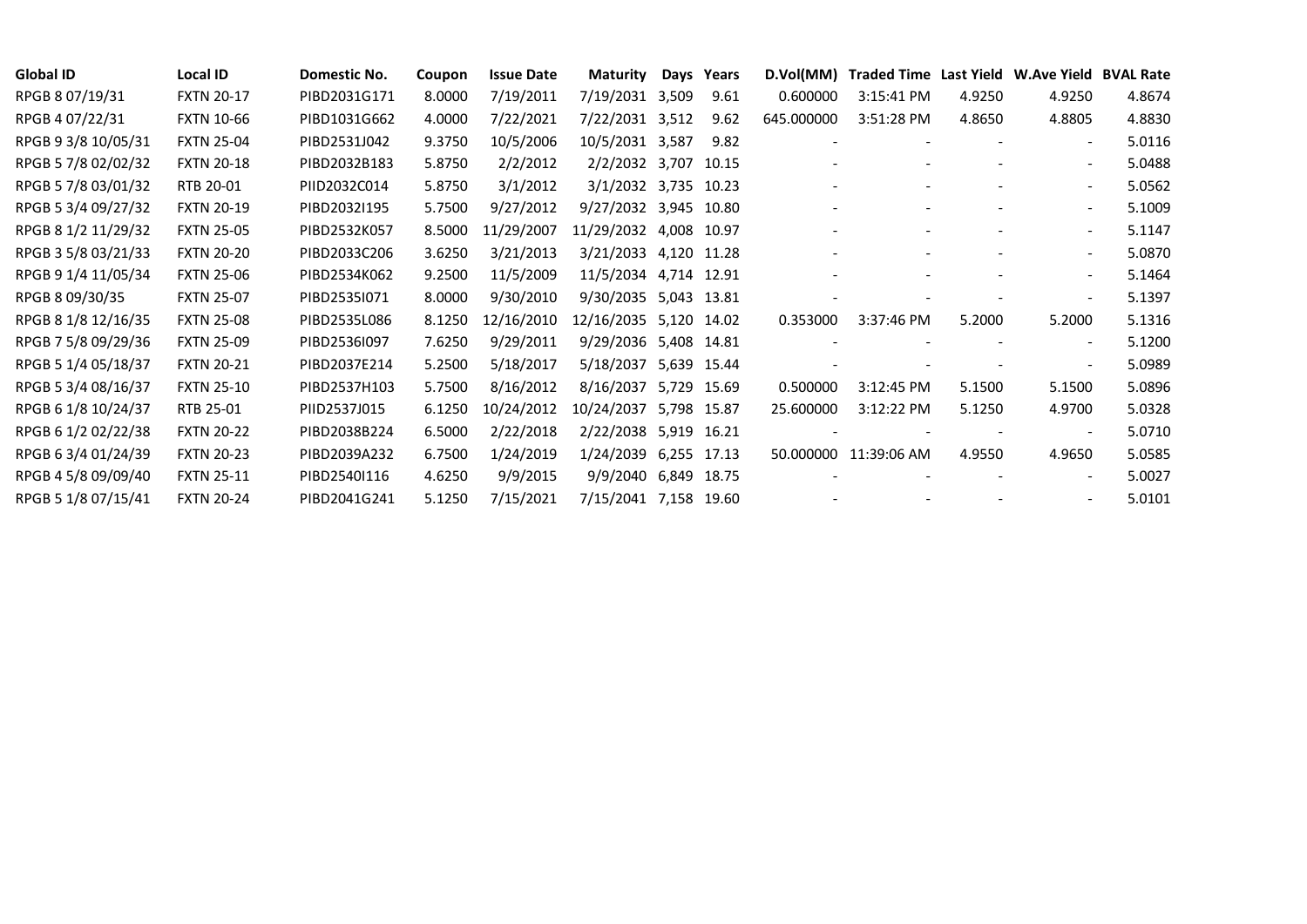| Global ID | Local ID | Domestic No. | Coupon | Issue Date | Maturity | Days | Years | D.Vol(MM) | Traded Time | Last Yield | W.Ave Yield | BVAL Rate |
|---|---|---|---|---|---|---|---|---|---|---|---|---|
| RPGB 8 07/19/31 | FXTN 20-17 | PIBD2031G171 | 8.0000 | 7/19/2011 | 7/19/2031 | 3,509 | 9.61 | 0.600000 | 3:15:41 PM | 4.9250 | 4.9250 | 4.8674 |
| RPGB 4 07/22/31 | FXTN 10-66 | PIBD1031G662 | 4.0000 | 7/22/2021 | 7/22/2031 | 3,512 | 9.62 | 645.000000 | 3:51:28 PM | 4.8650 | 4.8805 | 4.8830 |
| RPGB 9 3/8 10/05/31 | FXTN 25-04 | PIBD2531J042 | 9.3750 | 10/5/2006 | 10/5/2031 | 3,587 | 9.82 | - | - | - | - | 5.0116 |
| RPGB 5 7/8 02/02/32 | FXTN 20-18 | PIBD2032B183 | 5.8750 | 2/2/2012 | 2/2/2032 | 3,707 | 10.15 | - | - | - | - | 5.0488 |
| RPGB 5 7/8 03/01/32 | RTB 20-01 | PIID2032C014 | 5.8750 | 3/1/2012 | 3/1/2032 | 3,735 | 10.23 | - | - | - | - | 5.0562 |
| RPGB 5 3/4 09/27/32 | FXTN 20-19 | PIBD2032I195 | 5.7500 | 9/27/2012 | 9/27/2032 | 3,945 | 10.80 | - | - | - | - | 5.1009 |
| RPGB 8 1/2 11/29/32 | FXTN 25-05 | PIBD2532K057 | 8.5000 | 11/29/2007 | 11/29/2032 | 4,008 | 10.97 | - | - | - | - | 5.1147 |
| RPGB 3 5/8 03/21/33 | FXTN 20-20 | PIBD2033C206 | 3.6250 | 3/21/2013 | 3/21/2033 | 4,120 | 11.28 | - | - | - | - | 5.0870 |
| RPGB 9 1/4 11/05/34 | FXTN 25-06 | PIBD2534K062 | 9.2500 | 11/5/2009 | 11/5/2034 | 4,714 | 12.91 | - | - | - | - | 5.1464 |
| RPGB 8 09/30/35 | FXTN 25-07 | PIBD2535I071 | 8.0000 | 9/30/2010 | 9/30/2035 | 5,043 | 13.81 | - | - | - | - | 5.1397 |
| RPGB 8 1/8 12/16/35 | FXTN 25-08 | PIBD2535L086 | 8.1250 | 12/16/2010 | 12/16/2035 | 5,120 | 14.02 | 0.353000 | 3:37:46 PM | 5.2000 | 5.2000 | 5.1316 |
| RPGB 7 5/8 09/29/36 | FXTN 25-09 | PIBD2536I097 | 7.6250 | 9/29/2011 | 9/29/2036 | 5,408 | 14.81 | - | - | - | - | 5.1200 |
| RPGB 5 1/4 05/18/37 | FXTN 20-21 | PIBD2037E214 | 5.2500 | 5/18/2017 | 5/18/2037 | 5,639 | 15.44 | - | - | - | - | 5.0989 |
| RPGB 5 3/4 08/16/37 | FXTN 25-10 | PIBD2537H103 | 5.7500 | 8/16/2012 | 8/16/2037 | 5,729 | 15.69 | 0.500000 | 3:12:45 PM | 5.1500 | 5.1500 | 5.0896 |
| RPGB 6 1/8 10/24/37 | RTB 25-01 | PIID2537J015 | 6.1250 | 10/24/2012 | 10/24/2037 | 5,798 | 15.87 | 25.600000 | 3:12:22 PM | 5.1250 | 4.9700 | 5.0328 |
| RPGB 6 1/2 02/22/38 | FXTN 20-22 | PIBD2038B224 | 6.5000 | 2/22/2018 | 2/22/2038 | 5,919 | 16.21 | - | - | - | - | 5.0710 |
| RPGB 6 3/4 01/24/39 | FXTN 20-23 | PIBD2039A232 | 6.7500 | 1/24/2019 | 1/24/2039 | 6,255 | 17.13 | 50.000000 | 11:39:06 AM | 4.9550 | 4.9650 | 5.0585 |
| RPGB 4 5/8 09/09/40 | FXTN 25-11 | PIBD2540I116 | 4.6250 | 9/9/2015 | 9/9/2040 | 6,849 | 18.75 | - | - | - | - | 5.0027 |
| RPGB 5 1/8 07/15/41 | FXTN 20-24 | PIBD2041G241 | 5.1250 | 7/15/2021 | 7/15/2041 | 7,158 | 19.60 | - | - | - | - | 5.0101 |